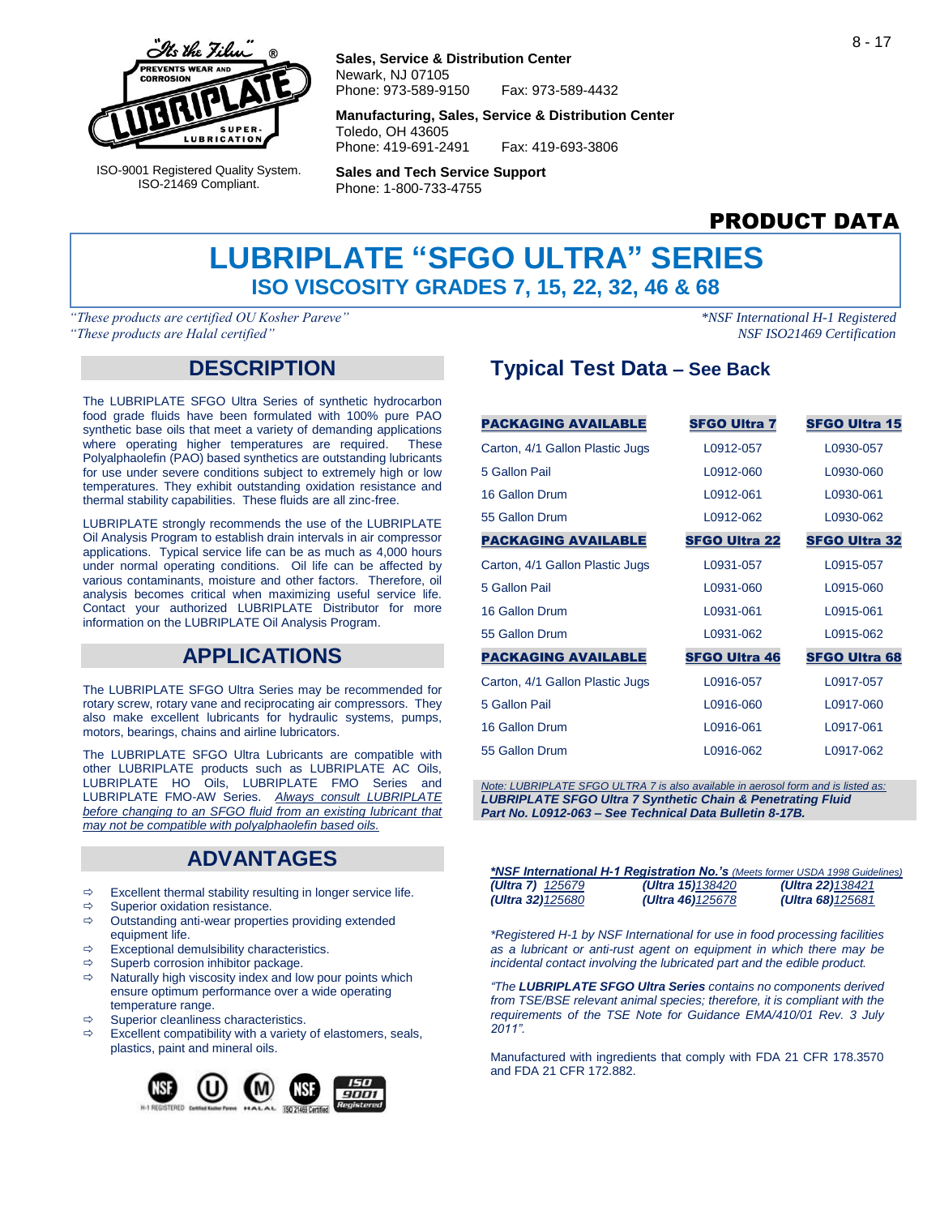Sales, Service & Distribution Center
Newark, NJ 07105
Phone: 973-589-9150 Fax: 973-589-4432

Manufacturing, Sales, Service & Distribution Center
Toledo, OH 43605
Phone: 419-691-2491 Fax: 419-693-3806

Sales and Tech Service Support
Phone: 1-800-733-4755

ISO-9001 Registered Quality System.
ISO-21469 Compliant.

**PRODUCT DATA**

# LUBRIPLATE "SFGO ULTRA" SERIES

## ISO VISCOSITY GRADES 7, 15, 22, 32, 46 & 68

*"These products are certified OU Kosher Pareve"*
*"These products are Halal certified"*

*\*NSF International H-1 Registered*
*NSF ISO21469 Certification*

## DESCRIPTION

The LUBRIPLATE SFGO Ultra Series of synthetic hydrocarbon food grade fluids have been formulated with 100% pure PAO synthetic base oils that meet a variety of demanding applications where operating higher temperatures are required. These Polyalphaolefin (PAO) based synthetics are outstanding lubricants for use under severe conditions subject to extremely high or low temperatures. They exhibit outstanding oxidation resistance and thermal stability capabilities. These fluids are all zinc-free.

LUBRIPLATE strongly recommends the use of the LUBRIPLATE Oil Analysis Program to establish drain intervals in air compressor applications. Typical service life can be as much as 4,000 hours under normal operating conditions. Oil life can be affected by various contaminants, moisture and other factors. Therefore, oil analysis becomes critical when maximizing useful service life. Contact your authorized LUBRIPLATE Distributor for more information on the LUBRIPLATE Oil Analysis Program.

## APPLICATIONS

The LUBRIPLATE SFGO Ultra Series may be recommended for rotary screw, rotary vane and reciprocating air compressors. They also make excellent lubricants for hydraulic systems, pumps, motors, bearings, chains and airline lubricators.

The LUBRIPLATE SFGO Ultra Lubricants are compatible with other LUBRIPLATE products such as LUBRIPLATE AC Oils, LUBRIPLATE HO Oils, LUBRIPLATE FMO Series and LUBRIPLATE FMO-AW Series. *Always consult LUBRIPLATE before changing to an SFGO fluid from an existing lubricant that may not be compatible with polyalphaolefin based oils.*

## ADVANTAGES

- Excellent thermal stability resulting in longer service life.
- Superior oxidation resistance.
- Outstanding anti-wear properties providing extended equipment life.
- Exceptional demulsibility characteristics.
- Superb corrosion inhibitor package.
- Naturally high viscosity index and low pour points which ensure optimum performance over a wide operating temperature range.
- Superior cleanliness characteristics.
- Excellent compatibility with a variety of elastomers, seals, plastics, paint and mineral oils.

## Typical Test Data – See Back

| PACKAGING AVAILABLE | SFGO Ultra 7 | SFGO Ultra 15 |
|---|---|---|
| Carton, 4/1 Gallon Plastic Jugs | L0912-057 | L0930-057 |
| 5 Gallon Pail | L0912-060 | L0930-060 |
| 16 Gallon Drum | L0912-061 | L0930-061 |
| 55 Gallon Drum | L0912-062 | L0930-062 |
| **PACKAGING AVAILABLE** | **SFGO Ultra 22** | **SFGO Ultra 32** |
| Carton, 4/1 Gallon Plastic Jugs | L0931-057 | L0915-057 |
| 5 Gallon Pail | L0931-060 | L0915-060 |
| 16 Gallon Drum | L0931-061 | L0915-061 |
| 55 Gallon Drum | L0931-062 | L0915-062 |
| **PACKAGING AVAILABLE** | **SFGO Ultra 46** | **SFGO Ultra 68** |
| Carton, 4/1 Gallon Plastic Jugs | L0916-057 | L0917-057 |
| 5 Gallon Pail | L0916-060 | L0917-060 |
| 16 Gallon Drum | L0916-061 | L0917-061 |
| 55 Gallon Drum | L0916-062 | L0917-062 |

*Note: LUBRIPLATE SFGO ULTRA 7 is also available in aerosol form and is listed as:*
***LUBRIPLATE SFGO Ultra 7 Synthetic Chain & Penetrating Fluid***
***Part No. L0912-063 – See Technical Data Bulletin 8-17B.***

***\*NSF International H-1 Registration No.'s** (Meets former USDA 1998 Guidelines)*

| | | |
|---|---|---|
| *(Ultra 7) 125679* | *(Ultra 15) 138420* | *(Ultra 22) 138421* |
| *(Ultra 32) 125680* | *(Ultra 46) 125678* | *(Ultra 68) 125681* |

*\*Registered H-1 by NSF International for use in food processing facilities as a lubricant or anti-rust agent on equipment in which there may be incidental contact involving the lubricated part and the edible product.*

*"The **LUBRIPLATE SFGO Ultra Series** contains no components derived from TSE/BSE relevant animal species; therefore, it is compliant with the requirements of the TSE Note for Guidance EMA/410/01 Rev. 3 July 2011".*

Manufactured with ingredients that comply with FDA 21 CFR 178.3570 and FDA 21 CFR 172.882.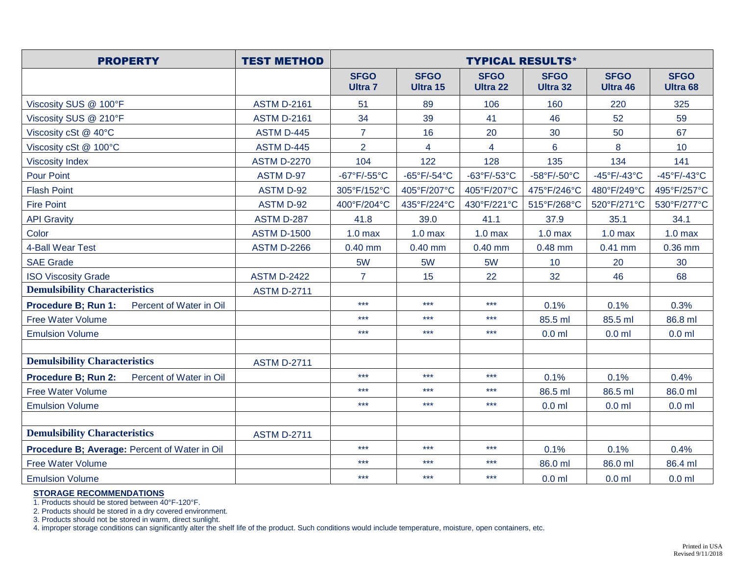| PROPERTY | TEST METHOD | TYPICAL RESULTS* | | | | | |
|---|---|---|---|---|---|---|---|
| | | SFGO Ultra 7 | SFGO Ultra 15 | SFGO Ultra 22 | SFGO Ultra 32 | SFGO Ultra 46 | SFGO Ultra 68 |
| Viscosity SUS @ 100°F | ASTM D-2161 | 51 | 89 | 106 | 160 | 220 | 325 |
| Viscosity SUS @ 210°F | ASTM D-2161 | 34 | 39 | 41 | 46 | 52 | 59 |
| Viscosity cSt @ 40°C | ASTM D-445 | 7 | 16 | 20 | 30 | 50 | 67 |
| Viscosity cSt @ 100°C | ASTM D-445 | 2 | 4 | 4 | 6 | 8 | 10 |
| Viscosity Index | ASTM D-2270 | 104 | 122 | 128 | 135 | 134 | 141 |
| Pour Point | ASTM D-97 | -67°F/-55°C | -65°F/-54°C | -63°F/-53°C | -58°F/-50°C | -45°F/-43°C | -45°F/-43°C |
| Flash Point | ASTM D-92 | 305°F/152°C | 405°F/207°C | 405°F/207°C | 475°F/246°C | 480°F/249°C | 495°F/257°C |
| Fire Point | ASTM D-92 | 400°F/204°C | 435°F/224°C | 430°F/221°C | 515°F/268°C | 520°F/271°C | 530°F/277°C |
| API Gravity | ASTM D-287 | 41.8 | 39.0 | 41.1 | 37.9 | 35.1 | 34.1 |
| Color | ASTM D-1500 | 1.0 max | 1.0 max | 1.0 max | 1.0 max | 1.0 max | 1.0 max |
| 4-Ball Wear Test | ASTM D-2266 | 0.40 mm | 0.40 mm | 0.40 mm | 0.48 mm | 0.41 mm | 0.36 mm |
| SAE Grade | | 5W | 5W | 5W | 10 | 20 | 30 |
| ISO Viscosity Grade | ASTM D-2422 | 7 | 15 | 22 | 32 | 46 | 68 |
| **Demulsibility Characteristics** | ASTM D-2711 | | | | | | |
| **Procedure B; Run 1:** Percent of Water in Oil | | *** | *** | *** | 0.1% | 0.1% | 0.3% |
| Free Water Volume | | *** | *** | *** | 85.5 ml | 85.5 ml | 86.8 ml |
| Emulsion Volume | | *** | *** | *** | 0.0 ml | 0.0 ml | 0.0 ml |
| | | | | | | | |
| **Demulsibility Characteristics** | ASTM D-2711 | | | | | | |
| **Procedure B; Run 2:** Percent of Water in Oil | | *** | *** | *** | 0.1% | 0.1% | 0.4% |
| Free Water Volume | | *** | *** | *** | 86.5 ml | 86.5 ml | 86.0 ml |
| Emulsion Volume | | *** | *** | *** | 0.0 ml | 0.0 ml | 0.0 ml |
| | | | | | | | |
| **Demulsibility Characteristics** | ASTM D-2711 | | | | | | |
| **Procedure B; Average:** Percent of Water in Oil | | *** | *** | *** | 0.1% | 0.1% | 0.4% |
| Free Water Volume | | *** | *** | *** | 86.0 ml | 86.0 ml | 86.4 ml |
| Emulsion Volume | | *** | *** | *** | 0.0 ml | 0.0 ml | 0.0 ml |

**STORAGE RECOMMENDATIONS**

1. Products should be stored between 40°F-120°F.
2. Products should be stored in a dry covered environment.
3. Products should not be stored in warm, direct sunlight.
4. improper storage conditions can significantly alter the shelf life of the product. Such conditions would include temperature, moisture, open containers, etc.

Printed in USA
Revised 9/11/2018